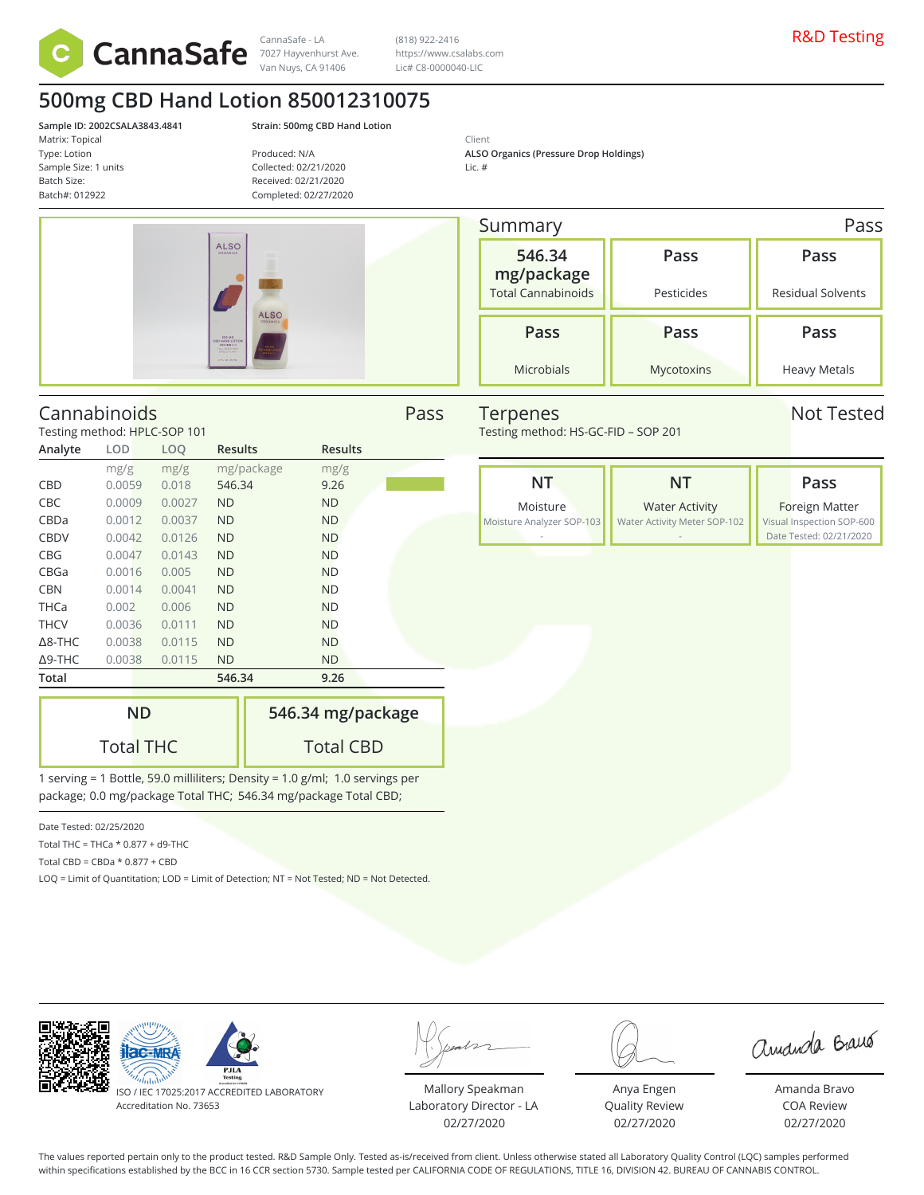CannaSafe

CannaSafe - LA
7027 Hayvenhurst Ave.
Van Nuys, CA 91406

(818) 922-2416
https://www.csalabs.com
Lic# C8-0000040-LIC

R&D Testing

# 500mg CBD Hand Lotion 850012310075

**Sample ID: 2002CSALA3843.4841**
Matrix: Topical
Type: Lotion
Sample Size: 1 units
Batch Size:
Batch#: 012922

**Strain: 500mg CBD Hand Lotion**

Produced: N/A
Collected: 02/21/2020
Received: 02/21/2020
Completed: 02/27/2020

Client
**ALSO Organics (Pressure Drop Holdings)**
Lic. #

## Summary — Pass

| 546.34 mg/package | Pass | Pass |
|---|---|---|
| Total Cannabinoids | Pesticides | Residual Solvents |
| **Pass** | **Pass** | **Pass** |
| Microbials | Mycotoxins | Heavy Metals |

## Cannabinoids — Pass

Testing method: HPLC-SOP 101

| Analyte | LOD | LOQ | Results | Results |
|---|---|---|---|---|
| | mg/g | mg/g | mg/package | mg/g |
| CBD | 0.0059 | 0.018 | 546.34 | 9.26 |
| CBC | 0.0009 | 0.0027 | ND | ND |
| CBDa | 0.0012 | 0.0037 | ND | ND |
| CBDV | 0.0042 | 0.0126 | ND | ND |
| CBG | 0.0047 | 0.0143 | ND | ND |
| CBGa | 0.0016 | 0.005 | ND | ND |
| CBN | 0.0014 | 0.0041 | ND | ND |
| THCa | 0.002 | 0.006 | ND | ND |
| THCV | 0.0036 | 0.0111 | ND | ND |
| Δ8-THC | 0.0038 | 0.0115 | ND | ND |
| Δ9-THC | 0.0038 | 0.0115 | ND | ND |
| **Total** | | | **546.34** | **9.26** |

| ND | 546.34 mg/package |
|---|---|
| Total THC | Total CBD |

1 serving = 1 Bottle, 59.0 milliliters; Density = 1.0 g/ml; 1.0 servings per package; 0.0 mg/package Total THC; 546.34 mg/package Total CBD;

Date Tested: 02/25/2020
Total THC = THCa * 0.877 + d9-THC
Total CBD = CBDa * 0.877 + CBD
LOQ = Limit of Quantitation; LOD = Limit of Detection; NT = Not Tested; ND = Not Detected.

## Terpenes — Not Tested

Testing method: HS-GC-FID – SOP 201

| NT | NT | Pass |
|---|---|---|
| Moisture | Water Activity | Foreign Matter |
| Moisture Analyzer SOP-103 | Water Activity Meter SOP-102 | Visual Inspection SOP-600 |
| - | - | Date Tested: 02/21/2020 |

ISO / IEC 17025:2017 ACCREDITED LABORATORY
Accreditation No. 73653

Mallory Speakman
Laboratory Director - LA
02/27/2020

Anya Engen
Quality Review
02/27/2020

Amanda Bravo
COA Review
02/27/2020

The values reported pertain only to the product tested. R&D Sample Only. Tested as-is/received from client. Unless otherwise stated all Laboratory Quality Control (LQC) samples performed within specifications established by the BCC in 16 CCR section 5730. Sample tested per CALIFORNIA CODE OF REGULATIONS, TITLE 16, DIVISION 42. BUREAU OF CANNABIS CONTROL.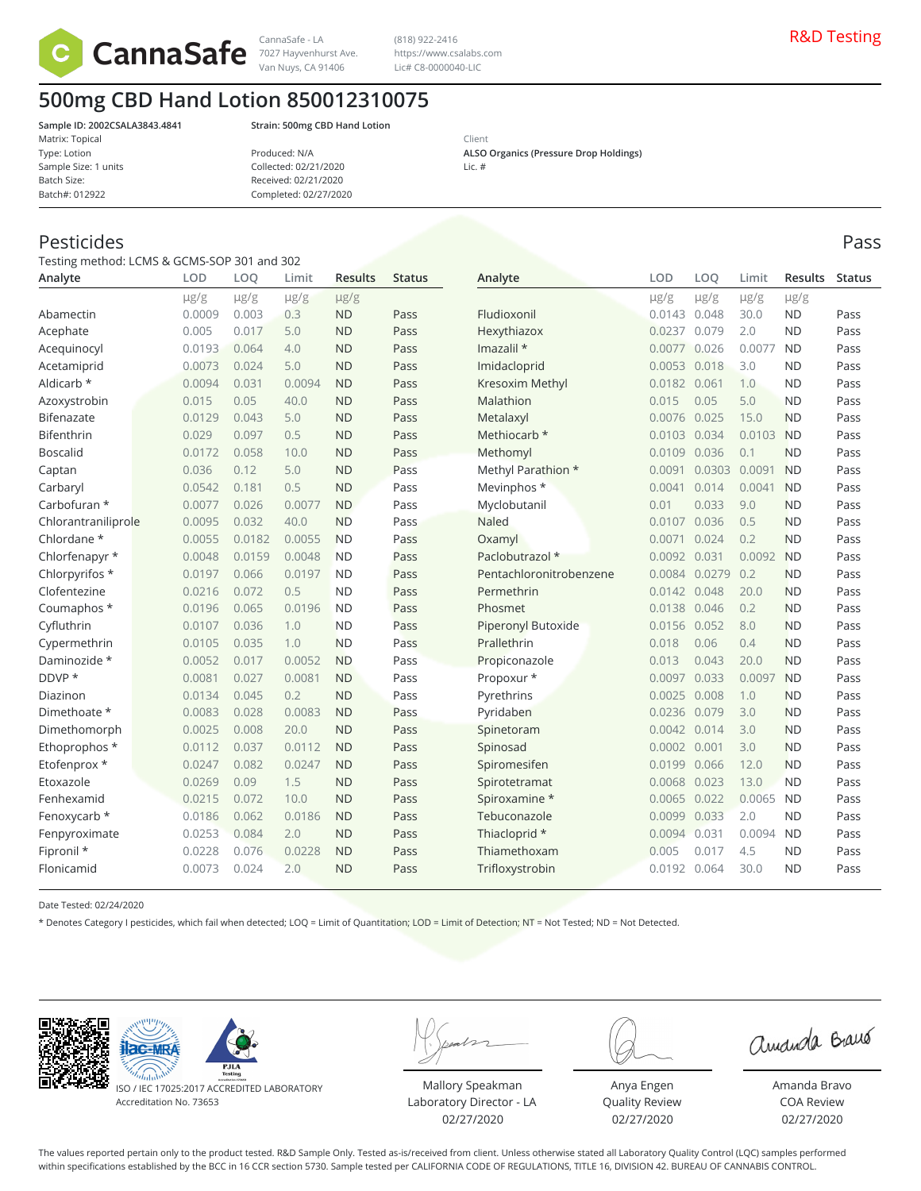CannaSafe - LA
7027 Hayvenhurst Ave.
Van Nuys, CA 91406

(818) 922-2416
https://www.csalabs.com
Lic# C8-0000040-LIC

R&D Testing

# 500mg CBD Hand Lotion 850012310075

**Sample ID: 2002CSALA3843.4841**
Matrix: Topical
Type: Lotion
Sample Size: 1 units
Batch Size:
Batch#: 012922

**Strain: 500mg CBD Hand Lotion**

Produced: N/A
Collected: 02/21/2020
Received: 02/21/2020
Completed: 02/27/2020

Client
**ALSO Organics (Pressure Drop Holdings)**
Lic. #

## Pesticides

Pass

Testing method: LCMS & GCMS-SOP 301 and 302

| Analyte | LOD | LOQ | Limit | Results | Status |
|---|---|---|---|---|---|
| | µg/g | µg/g | µg/g | µg/g | |
| Abamectin | 0.0009 | 0.003 | 0.3 | ND | Pass |
| Acephate | 0.005 | 0.017 | 5.0 | ND | Pass |
| Acequinocyl | 0.0193 | 0.064 | 4.0 | ND | Pass |
| Acetamiprid | 0.0073 | 0.024 | 5.0 | ND | Pass |
| Aldicarb * | 0.0094 | 0.031 | 0.0094 | ND | Pass |
| Azoxystrobin | 0.015 | 0.05 | 40.0 | ND | Pass |
| Bifenazate | 0.0129 | 0.043 | 5.0 | ND | Pass |
| Bifenthrin | 0.029 | 0.097 | 0.5 | ND | Pass |
| Boscalid | 0.0172 | 0.058 | 10.0 | ND | Pass |
| Captan | 0.036 | 0.12 | 5.0 | ND | Pass |
| Carbaryl | 0.0542 | 0.181 | 0.5 | ND | Pass |
| Carbofuran * | 0.0077 | 0.026 | 0.0077 | ND | Pass |
| Chlorantraniliprole | 0.0095 | 0.032 | 40.0 | ND | Pass |
| Chlordane * | 0.0055 | 0.0182 | 0.0055 | ND | Pass |
| Chlorfenapyr * | 0.0048 | 0.0159 | 0.0048 | ND | Pass |
| Chlorpyrifos * | 0.0197 | 0.066 | 0.0197 | ND | Pass |
| Clofentezine | 0.0216 | 0.072 | 0.5 | ND | Pass |
| Coumaphos * | 0.0196 | 0.065 | 0.0196 | ND | Pass |
| Cyfluthrin | 0.0107 | 0.036 | 1.0 | ND | Pass |
| Cypermethrin | 0.0105 | 0.035 | 1.0 | ND | Pass |
| Daminozide * | 0.0052 | 0.017 | 0.0052 | ND | Pass |
| DDVP * | 0.0081 | 0.027 | 0.0081 | ND | Pass |
| Diazinon | 0.0134 | 0.045 | 0.2 | ND | Pass |
| Dimethoate * | 0.0083 | 0.028 | 0.0083 | ND | Pass |
| Dimethomorph | 0.0025 | 0.008 | 20.0 | ND | Pass |
| Ethoprophos * | 0.0112 | 0.037 | 0.0112 | ND | Pass |
| Etofenprox * | 0.0247 | 0.082 | 0.0247 | ND | Pass |
| Etoxazole | 0.0269 | 0.09 | 1.5 | ND | Pass |
| Fenhexamid | 0.0215 | 0.072 | 10.0 | ND | Pass |
| Fenoxycarb * | 0.0186 | 0.062 | 0.0186 | ND | Pass |
| Fenpyroximate | 0.0253 | 0.084 | 2.0 | ND | Pass |
| Fipronil * | 0.0228 | 0.076 | 0.0228 | ND | Pass |
| Flonicamid | 0.0073 | 0.024 | 2.0 | ND | Pass |
| Fludioxonil | 0.0143 | 0.048 | 30.0 | ND | Pass |
| Hexythiazox | 0.0237 | 0.079 | 2.0 | ND | Pass |
| Imazalil * | 0.0077 | 0.026 | 0.0077 | ND | Pass |
| Imidacloprid | 0.0053 | 0.018 | 3.0 | ND | Pass |
| Kresoxim Methyl | 0.0182 | 0.061 | 1.0 | ND | Pass |
| Malathion | 0.015 | 0.05 | 5.0 | ND | Pass |
| Metalaxyl | 0.0076 | 0.025 | 15.0 | ND | Pass |
| Methiocarb * | 0.0103 | 0.034 | 0.0103 | ND | Pass |
| Methomyl | 0.0109 | 0.036 | 0.1 | ND | Pass |
| Methyl Parathion * | 0.0091 | 0.0303 | 0.0091 | ND | Pass |
| Mevinphos * | 0.0041 | 0.014 | 0.0041 | ND | Pass |
| Myclobutanil | 0.01 | 0.033 | 9.0 | ND | Pass |
| Naled | 0.0107 | 0.036 | 0.5 | ND | Pass |
| Oxamyl | 0.0071 | 0.024 | 0.2 | ND | Pass |
| Paclobutrazol * | 0.0092 | 0.031 | 0.0092 | ND | Pass |
| Pentachloronitrobenzene | 0.0084 | 0.0279 | 0.2 | ND | Pass |
| Permethrin | 0.0142 | 0.048 | 20.0 | ND | Pass |
| Phosmet | 0.0138 | 0.046 | 0.2 | ND | Pass |
| Piperonyl Butoxide | 0.0156 | 0.052 | 8.0 | ND | Pass |
| Prallethrin | 0.018 | 0.06 | 0.4 | ND | Pass |
| Propiconazole | 0.013 | 0.043 | 20.0 | ND | Pass |
| Propoxur * | 0.0097 | 0.033 | 0.0097 | ND | Pass |
| Pyrethrins | 0.0025 | 0.008 | 1.0 | ND | Pass |
| Pyridaben | 0.0236 | 0.079 | 3.0 | ND | Pass |
| Spinetoram | 0.0042 | 0.014 | 3.0 | ND | Pass |
| Spinosad | 0.0002 | 0.001 | 3.0 | ND | Pass |
| Spiromesifen | 0.0199 | 0.066 | 12.0 | ND | Pass |
| Spirotetramat | 0.0068 | 0.023 | 13.0 | ND | Pass |
| Spiroxamine * | 0.0065 | 0.022 | 0.0065 | ND | Pass |
| Tebuconazole | 0.0099 | 0.033 | 2.0 | ND | Pass |
| Thiacloprid * | 0.0094 | 0.031 | 0.0094 | ND | Pass |
| Thiamethoxam | 0.005 | 0.017 | 4.5 | ND | Pass |
| Trifloxystrobin | 0.0192 | 0.064 | 30.0 | ND | Pass |

Date Tested: 02/24/2020

* Denotes Category I pesticides, which fail when detected; LOQ = Limit of Quantitation; LOD = Limit of Detection; NT = Not Tested; ND = Not Detected.

ISO / IEC 17025:2017 ACCREDITED LABORATORY
Accreditation No. 73653

Mallory Speakman
Laboratory Director - LA
02/27/2020

Anya Engen
Quality Review
02/27/2020

Amanda Bravo
COA Review
02/27/2020

The values reported pertain only to the product tested. R&D Sample Only. Tested as-is/received from client. Unless otherwise stated all Laboratory Quality Control (LQC) samples performed within specifications established by the BCC in 16 CCR section 5730. Sample tested per CALIFORNIA CODE OF REGULATIONS, TITLE 16, DIVISION 42. BUREAU OF CANNABIS CONTROL.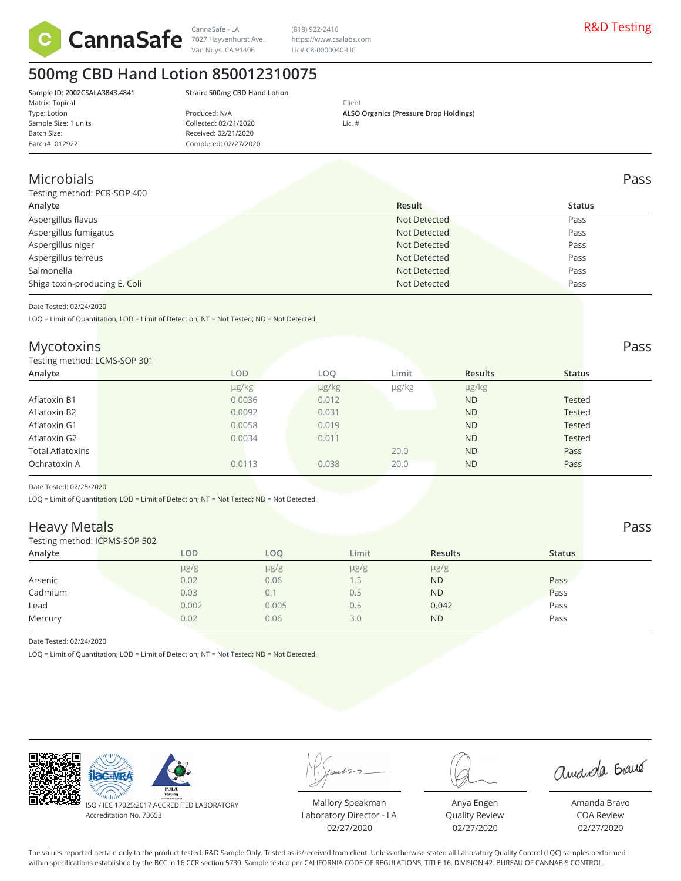CannaSafe

CannaSafe - LA
7027 Hayvenhurst Ave.
Van Nuys, CA 91406

(818) 922-2416
https://www.csalabs.com
Lic# C8-0000040-LIC

R&D Testing

# 500mg CBD Hand Lotion 850012310075

**Sample ID: 2002CSALA3843.4841**
Matrix: Topical
Type: Lotion
Sample Size: 1 units
Batch Size:
Batch#: 012922

**Strain: 500mg CBD Hand Lotion**
Produced: N/A
Collected: 02/21/2020
Received: 02/21/2020
Completed: 02/27/2020

Client
**ALSO Organics (Pressure Drop Holdings)**
Lic. #

## Microbials — Pass

Testing method: PCR-SOP 400

| Analyte | Result | Status |
|---|---|---|
| Aspergillus flavus | Not Detected | Pass |
| Aspergillus fumigatus | Not Detected | Pass |
| Aspergillus niger | Not Detected | Pass |
| Aspergillus terreus | Not Detected | Pass |
| Salmonella | Not Detected | Pass |
| Shiga toxin-producing E. Coli | Not Detected | Pass |

Date Tested: 02/24/2020

LOQ = Limit of Quantitation; LOD = Limit of Detection; NT = Not Tested; ND = Not Detected.

## Mycotoxins — Pass

Testing method: LCMS-SOP 301

| Analyte | LOD | LOQ | Limit | Results | Status |
|---|---|---|---|---|---|
| | µg/kg | µg/kg | µg/kg | µg/kg | |
| Aflatoxin B1 | 0.0036 | 0.012 | | ND | Tested |
| Aflatoxin B2 | 0.0092 | 0.031 | | ND | Tested |
| Aflatoxin G1 | 0.0058 | 0.019 | | ND | Tested |
| Aflatoxin G2 | 0.0034 | 0.011 | | ND | Tested |
| Total Aflatoxins | | | 20.0 | ND | Pass |
| Ochratoxin A | 0.0113 | 0.038 | 20.0 | ND | Pass |

Date Tested: 02/25/2020

LOQ = Limit of Quantitation; LOD = Limit of Detection; NT = Not Tested; ND = Not Detected.

## Heavy Metals — Pass

Testing method: ICPMS-SOP 502

| Analyte | LOD | LOQ | Limit | Results | Status |
|---|---|---|---|---|---|
| | µg/g | µg/g | µg/g | µg/g | |
| Arsenic | 0.02 | 0.06 | 1.5 | ND | Pass |
| Cadmium | 0.03 | 0.1 | 0.5 | ND | Pass |
| Lead | 0.002 | 0.005 | 0.5 | 0.042 | Pass |
| Mercury | 0.02 | 0.06 | 3.0 | ND | Pass |

Date Tested: 02/24/2020

LOQ = Limit of Quantitation; LOD = Limit of Detection; NT = Not Tested; ND = Not Detected.

ISO / IEC 17025:2017 ACCREDITED LABORATORY
Accreditation No. 73653

Mallory Speakman
Laboratory Director - LA
02/27/2020

Anya Engen
Quality Review
02/27/2020

Amanda Bravo
COA Review
02/27/2020

The values reported pertain only to the product tested. R&D Sample Only. Tested as-is/received from client. Unless otherwise stated all Laboratory Quality Control (LQC) samples performed within specifications established by the BCC in 16 CCR section 5730. Sample tested per CALIFORNIA CODE OF REGULATIONS, TITLE 16, DIVISION 42. BUREAU OF CANNABIS CONTROL.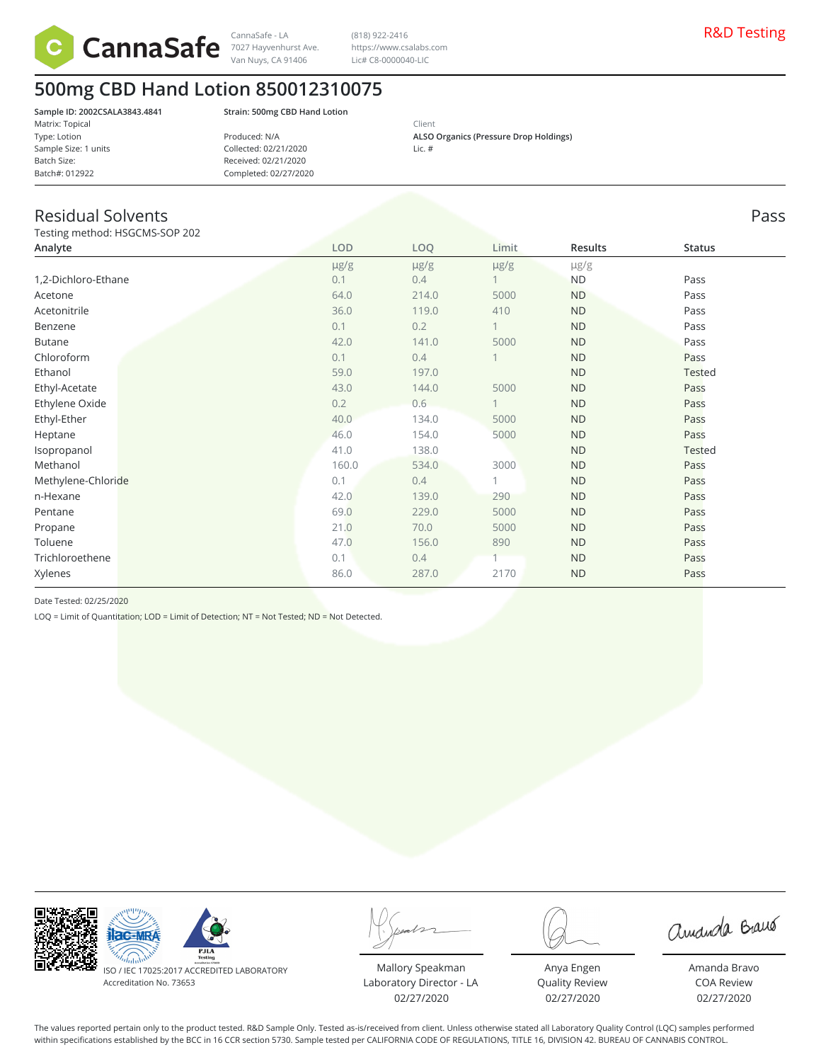CannaSafe

CannaSafe - LA
7027 Hayvenhurst Ave.
Van Nuys, CA 91406

(818) 922-2416
https://www.csalabs.com
Lic# C8-0000040-LIC

R&D Testing

# 500mg CBD Hand Lotion 850012310075

**Sample ID: 2002CSALA3843.4841**
Matrix: Topical
Type: Lotion
Sample Size: 1 units
Batch Size:
Batch#: 012922

**Strain: 500mg CBD Hand Lotion**

Produced: N/A
Collected: 02/21/2020
Received: 02/21/2020
Completed: 02/27/2020

Client
**ALSO Organics (Pressure Drop Holdings)**
Lic. #

## Residual Solvents

Pass

Testing method: HSGCMS-SOP 202

| Analyte | LOD | LOQ | Limit | Results | Status |
|---|---|---|---|---|---|
| | μg/g | μg/g | μg/g | μg/g | |
| 1,2-Dichloro-Ethane | 0.1 | 0.4 | 1 | ND | Pass |
| Acetone | 64.0 | 214.0 | 5000 | ND | Pass |
| Acetonitrile | 36.0 | 119.0 | 410 | ND | Pass |
| Benzene | 0.1 | 0.2 | 1 | ND | Pass |
| Butane | 42.0 | 141.0 | 5000 | ND | Pass |
| Chloroform | 0.1 | 0.4 | 1 | ND | Pass |
| Ethanol | 59.0 | 197.0 | | ND | Tested |
| Ethyl-Acetate | 43.0 | 144.0 | 5000 | ND | Pass |
| Ethylene Oxide | 0.2 | 0.6 | 1 | ND | Pass |
| Ethyl-Ether | 40.0 | 134.0 | 5000 | ND | Pass |
| Heptane | 46.0 | 154.0 | 5000 | ND | Pass |
| Isopropanol | 41.0 | 138.0 | | ND | Tested |
| Methanol | 160.0 | 534.0 | 3000 | ND | Pass |
| Methylene-Chloride | 0.1 | 0.4 | 1 | ND | Pass |
| n-Hexane | 42.0 | 139.0 | 290 | ND | Pass |
| Pentane | 69.0 | 229.0 | 5000 | ND | Pass |
| Propane | 21.0 | 70.0 | 5000 | ND | Pass |
| Toluene | 47.0 | 156.0 | 890 | ND | Pass |
| Trichloroethene | 0.1 | 0.4 | 1 | ND | Pass |
| Xylenes | 86.0 | 287.0 | 2170 | ND | Pass |

Date Tested: 02/25/2020

LOQ = Limit of Quantitation; LOD = Limit of Detection; NT = Not Tested; ND = Not Detected.

ISO / IEC 17025:2017 ACCREDITED LABORATORY
Accreditation No. 73653

Mallory Speakman
Laboratory Director - LA
02/27/2020

Anya Engen
Quality Review
02/27/2020

Amanda Bravo
COA Review
02/27/2020

The values reported pertain only to the product tested. R&D Sample Only. Tested as-is/received from client. Unless otherwise stated all Laboratory Quality Control (LQC) samples performed within specifications established by the BCC in 16 CCR section 5730. Sample tested per CALIFORNIA CODE OF REGULATIONS, TITLE 16, DIVISION 42. BUREAU OF CANNABIS CONTROL.